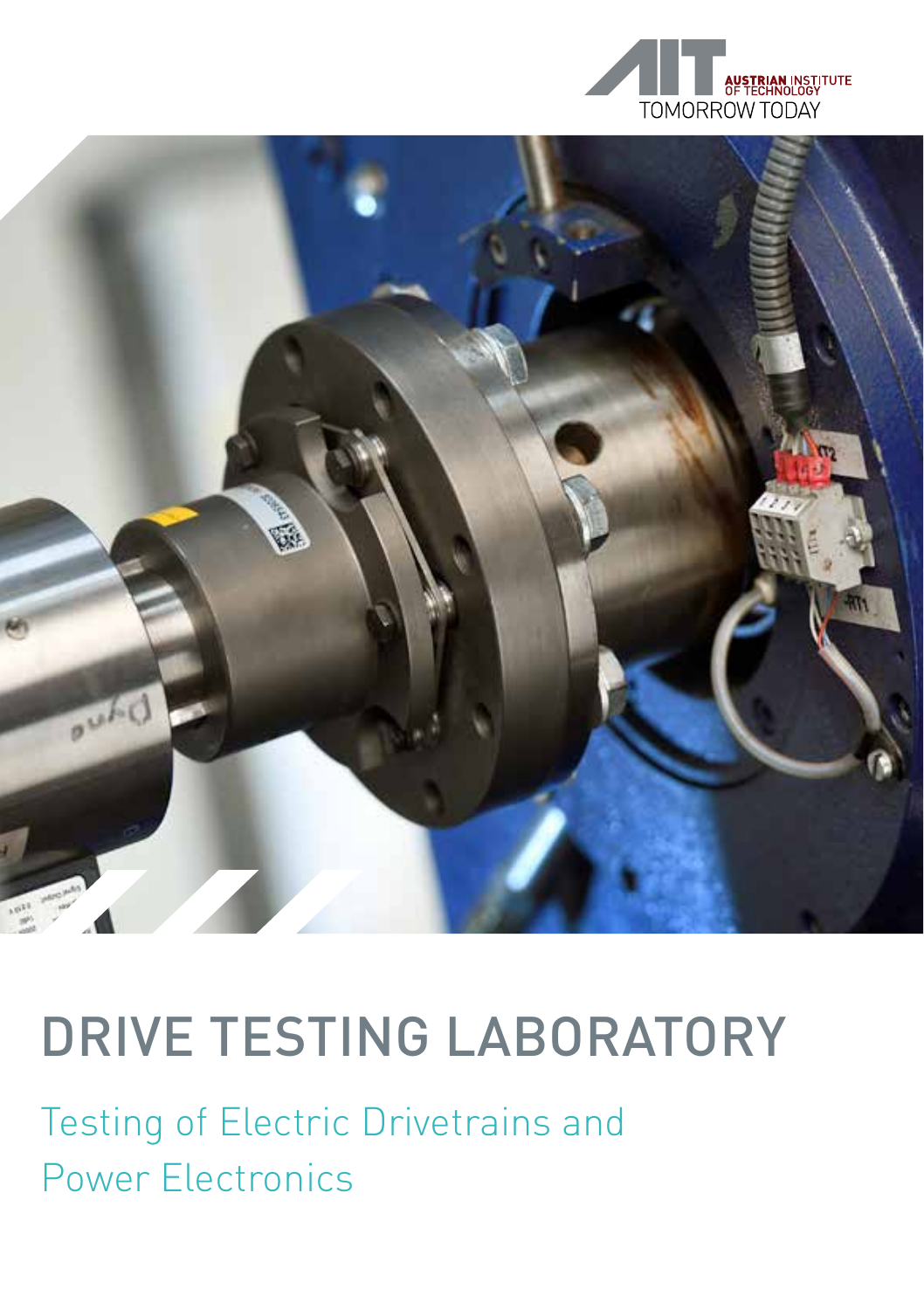AUSTRIAN INSTITUTE OF TECHNOLOGY
TOMORROW TODAY

# DRIVE TESTING LABORATORY

## Testing of Electric Drivetrains and Power Electronics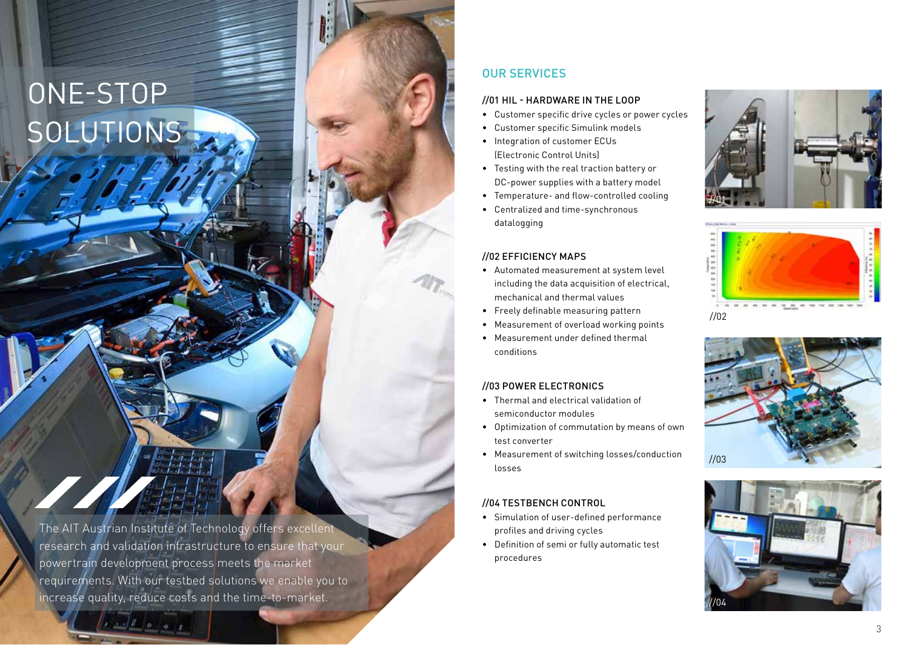# ONE-STOP SOLUTIONS

The AIT Austrian Institute of Technology offers excellent research and validation infrastructure to ensure that your powertrain development process meets the market requirements. With our testbed solutions we enable you to increase quality, reduce costs and the time-to-market.

## OUR SERVICES

### //01 HIL - HARDWARE IN THE LOOP

- Customer specific drive cycles or power cycles
- Customer specific Simulink models
- Integration of customer ECUs (Electronic Control Units)
- Testing with the real traction battery or DC-power supplies with a battery model
- Temperature- and flow-controlled cooling
- Centralized and time-synchronous datalogging

### //02 EFFICIENCY MAPS

- Automated measurement at system level including the data acquisition of electrical, mechanical and thermal values
- Freely definable measuring pattern
- Measurement of overload working points
- Measurement under defined thermal conditions

### //03 POWER ELECTRONICS

- Thermal and electrical validation of semiconductor modules
- Optimization of commutation by means of own test converter
- Measurement of switching losses/conduction losses

### //04 TESTBENCH CONTROL

- Simulation of user-defined performance profiles and driving cycles
- Definition of semi or fully automatic test procedures

//01

//02

//03

//04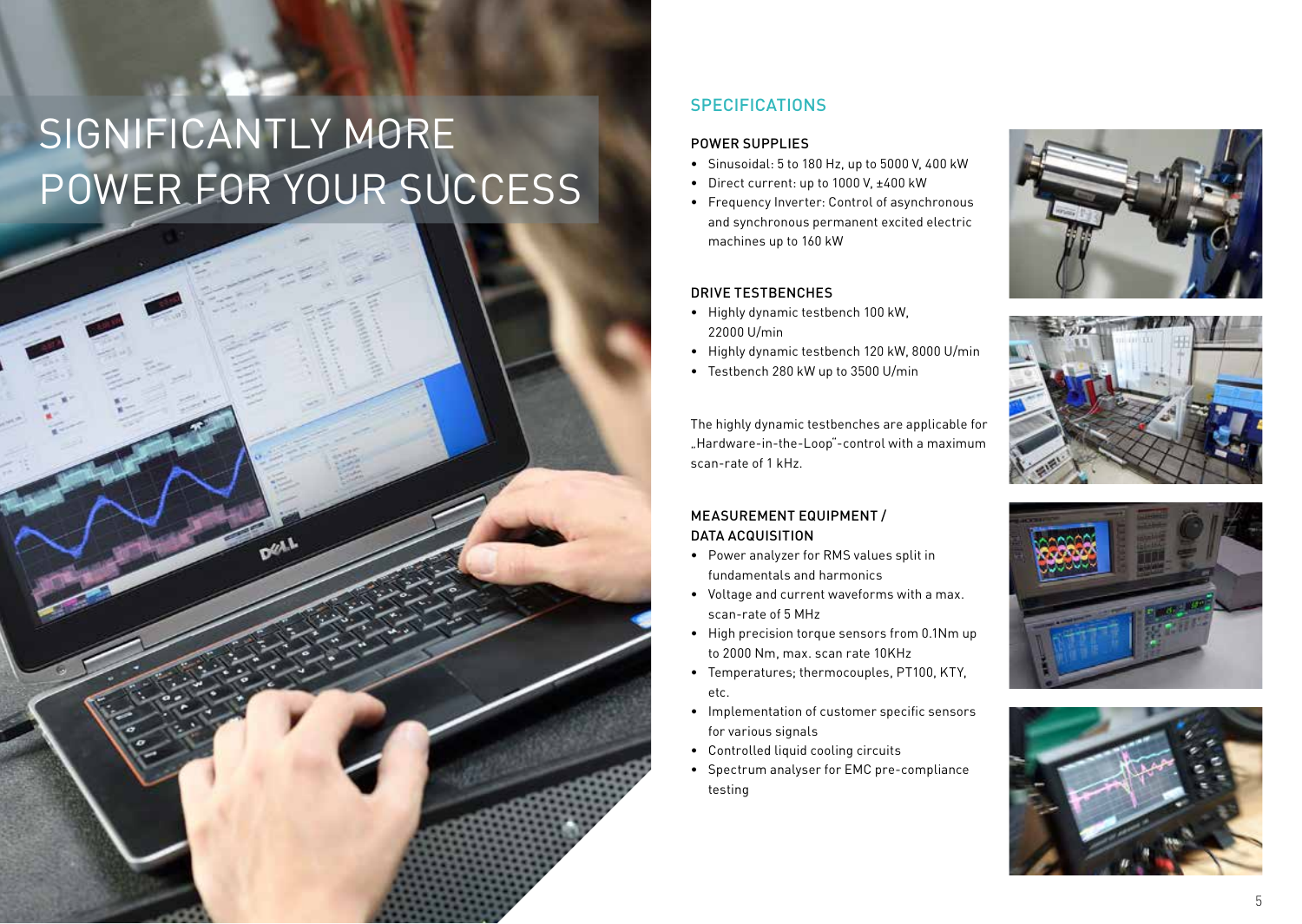# SIGNIFICANTLY MORE POWER FOR YOUR SUCCESS

## SPECIFICATIONS

### POWER SUPPLIES

- Sinusoidal: 5 to 180 Hz, up to 5000 V, 400 kW
- Direct current: up to 1000 V, ±400 kW
- Frequency Inverter: Control of asynchronous and synchronous permanent excited electric machines up to 160 kW

### DRIVE TESTBENCHES

- Highly dynamic testbench 100 kW, 22000 U/min
- Highly dynamic testbench 120 kW, 8000 U/min
- Testbench 280 kW up to 3500 U/min

The highly dynamic testbenches are applicable for „Hardware-in-the-Loop"-control with a maximum scan-rate of 1 kHz.

### MEASUREMENT EQUIPMENT / DATA ACQUISITION

- Power analyzer for RMS values split in fundamentals and harmonics
- Voltage and current waveforms with a max. scan-rate of 5 MHz
- High precision torque sensors from 0.1Nm up to 2000 Nm, max. scan rate 10KHz
- Temperatures; thermocouples, PT100, KTY, etc.
- Implementation of customer specific sensors for various signals
- Controlled liquid cooling circuits
- Spectrum analyser for EMC pre-compliance testing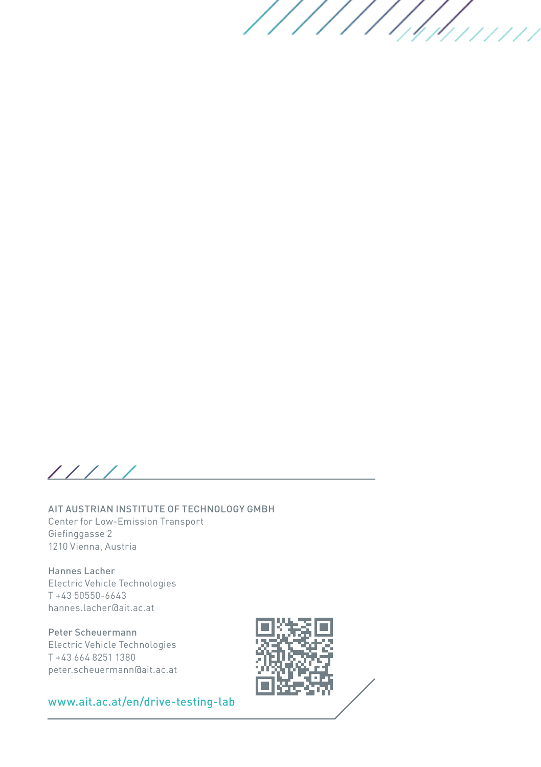AIT AUSTRIAN INSTITUTE OF TECHNOLOGY GMBH
Center for Low-Emission Transport
Giefinggasse 2
1210 Vienna, Austria

Hannes Lacher
Electric Vehicle Technologies
T +43 50550-6643
hannes.lacher@ait.ac.at

Peter Scheuermann
Electric Vehicle Technologies
T +43 664 8251 1380
peter.scheuermann@ait.ac.at

www.ait.ac.at/en/drive-testing-lab